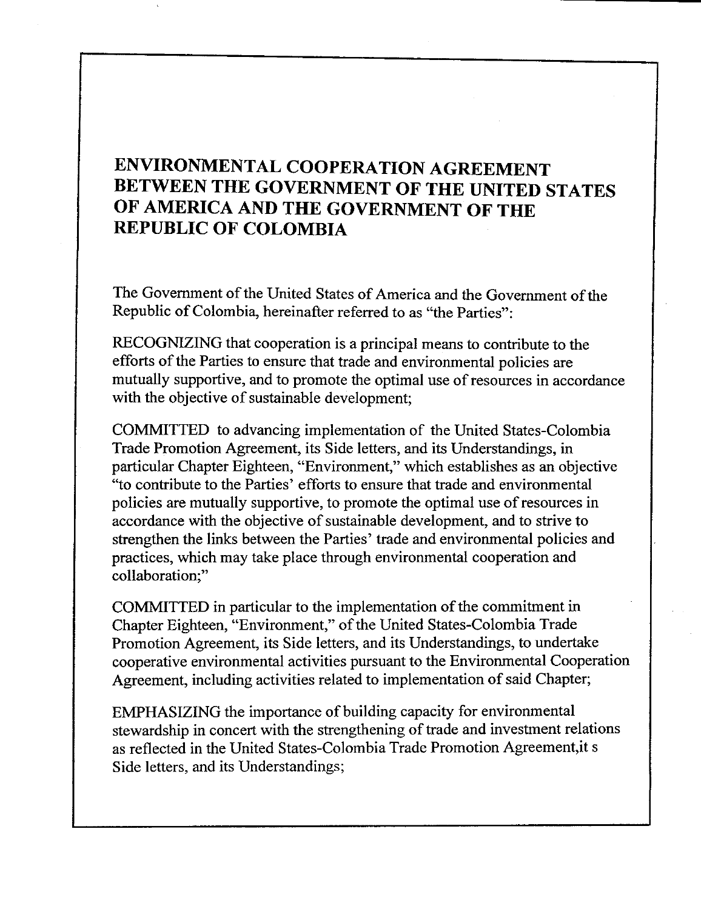# ENVIRONMENTAL COOPERATION AGREEMENT BETWEEN THE GOVERNMENT OF THE UNITED STATES OF AMERICA AND THE GOVERNMENT OF THE REPUBLIC OF COLOMBIA

The Government of the United States of America and the Government of the Republic of Colombia, hereinafter referred to as "the Parties":

RECOGNIZING that cooperation is a principal means to contribute to the efforts of the Parties to ensure that trade and environmental policies are mutually supportive, and to promote the optimal use of resources in accordance with the objective of sustainable development;

COMMITTED to advancing implementation of the United States-Colombia Trade Promotion Agreement, its Side letters, and its Understandings, in particular Chapter Eighteen, "Environment," which establishes as an objective "to contribute to the Parties' efforts to ensure that trade and environmental policies are mutually supportive, to promote the optimal use of resources in accordance with the objective of sustainable development, and to strive to strengthen the links between the Parties' trade and environmental policies and practices, which may take place through environmental cooperation and collaboration;"

COMMITTED in particular to the implementation of the commitment in Chapter Eighteen, "Environment," of the United States-Colombia Trade Promotion Agreement, its Side letters, and its Understandings, to undertake cooperative environmental activities pursuant to the Environmental Cooperation Agreement, including activities related to implementation of said Chapter;

EMPHASIZING the importance of building capacity for environmental stewardship in concert with the strengthening of trade and investment relations as reflected in the United States-Colombia Trade Promotion Agreement,it s Side letters, and its Understandings;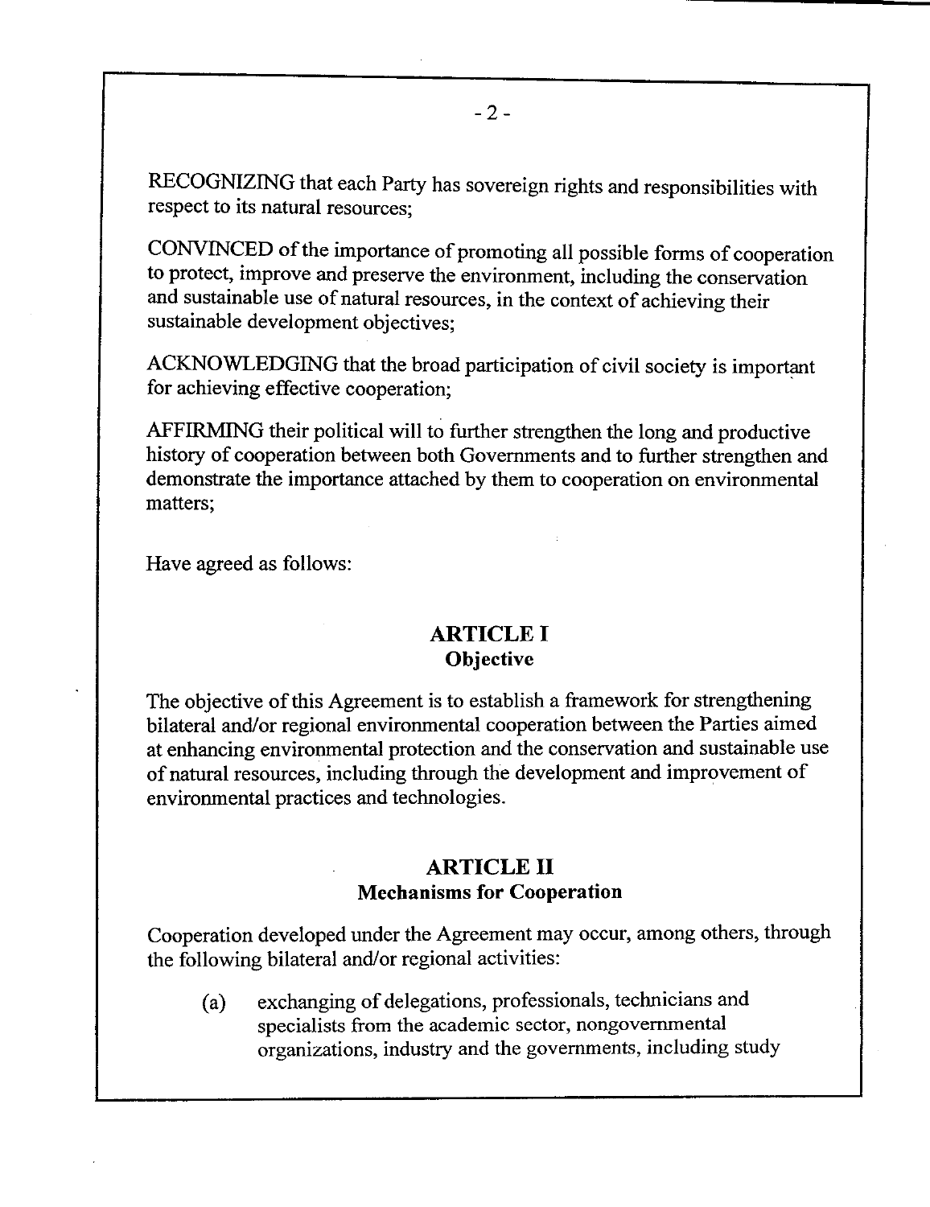RECOGNIZING that each Party has sovereign rights and responsibilities with respect to its natural resources;

CONVINCED of the importance of promoting all possible forms of cooperation to protect, improve and preserve the environment, including the conservation and sustainable use of natural resources, in the context of achieving their sustainable development objectives;

ACKNOWLEDGING that the broad participation of civil society is important for achieving effective cooperation;

AFFIRMING their political will to further strengthen the long and productive history of cooperation between both Governments and to further strengthen and demonstrate the importance attached by them to cooperation on environmental matters;

Have agreed as follows:

## ARTICLE I
### Objective

The objective of this Agreement is to establish a framework for strengthening bilateral and/or regional environmental cooperation between the Parties aimed at enhancing environmental protection and the conservation and sustainable use of natural resources, including through the development and improvement of environmental practices and technologies.

## ARTICLE II
### Mechanisms for Cooperation

Cooperation developed under the Agreement may occur, among others, through the following bilateral and/or regional activities:

(a) exchanging of delegations, professionals, technicians and specialists from the academic sector, nongovernmental organizations, industry and the governments, including study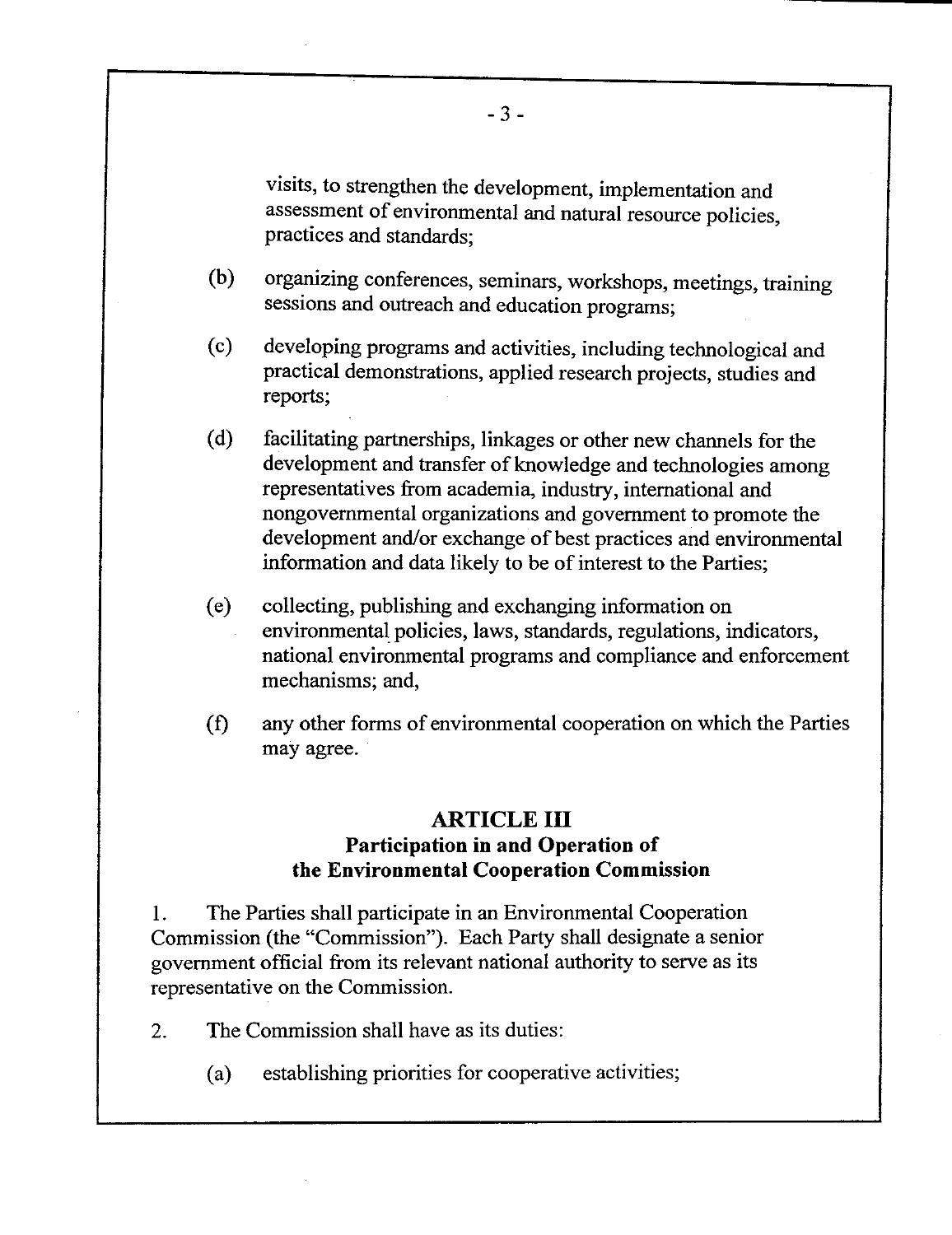visits, to strengthen the development, implementation and assessment of environmental and natural resource policies, practices and standards;

(b) organizing conferences, seminars, workshops, meetings, training sessions and outreach and education programs;

(c) developing programs and activities, including technological and practical demonstrations, applied research projects, studies and reports;

(d) facilitating partnerships, linkages or other new channels for the development and transfer of knowledge and technologies among representatives from academia, industry, international and nongovernmental organizations and government to promote the development and/or exchange of best practices and environmental information and data likely to be of interest to the Parties;

(e) collecting, publishing and exchanging information on environmental policies, laws, standards, regulations, indicators, national environmental programs and compliance and enforcement mechanisms; and,

(f) any other forms of environmental cooperation on which the Parties may agree.

## ARTICLE III
### Participation in and Operation of the Environmental Cooperation Commission

1. The Parties shall participate in an Environmental Cooperation Commission (the "Commission"). Each Party shall designate a senior government official from its relevant national authority to serve as its representative on the Commission.

2. The Commission shall have as its duties:

(a) establishing priorities for cooperative activities;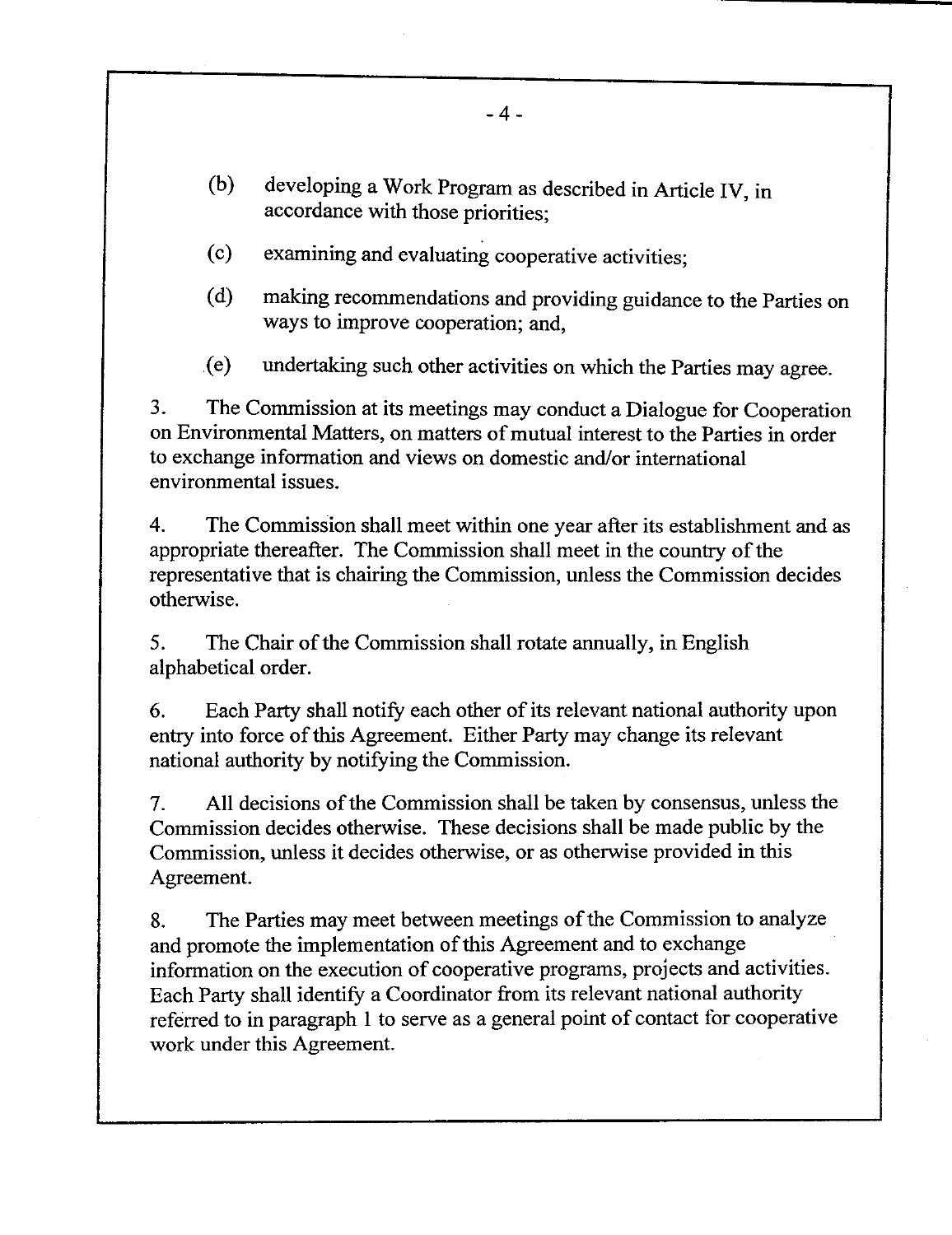(b) developing a Work Program as described in Article IV, in accordance with those priorities;

(c) examining and evaluating cooperative activities;

(d) making recommendations and providing guidance to the Parties on ways to improve cooperation; and,

(e) undertaking such other activities on which the Parties may agree.

3. The Commission at its meetings may conduct a Dialogue for Cooperation on Environmental Matters, on matters of mutual interest to the Parties in order to exchange information and views on domestic and/or international environmental issues.

4. The Commission shall meet within one year after its establishment and as appropriate thereafter. The Commission shall meet in the country of the representative that is chairing the Commission, unless the Commission decides otherwise.

5. The Chair of the Commission shall rotate annually, in English alphabetical order.

6. Each Party shall notify each other of its relevant national authority upon entry into force of this Agreement. Either Party may change its relevant national authority by notifying the Commission.

7. All decisions of the Commission shall be taken by consensus, unless the Commission decides otherwise. These decisions shall be made public by the Commission, unless it decides otherwise, or as otherwise provided in this Agreement.

8. The Parties may meet between meetings of the Commission to analyze and promote the implementation of this Agreement and to exchange information on the execution of cooperative programs, projects and activities. Each Party shall identify a Coordinator from its relevant national authority referred to in paragraph 1 to serve as a general point of contact for cooperative work under this Agreement.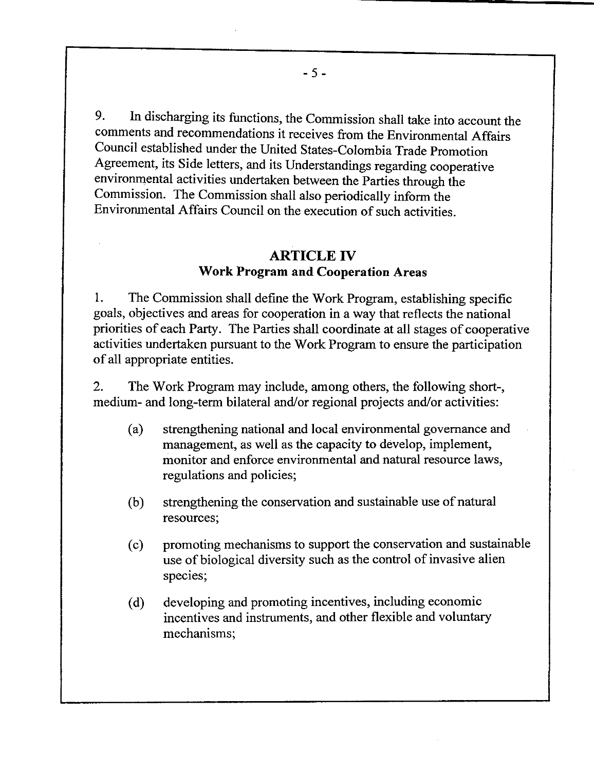9. In discharging its functions, the Commission shall take into account the comments and recommendations it receives from the Environmental Affairs Council established under the United States-Colombia Trade Promotion Agreement, its Side letters, and its Understandings regarding cooperative environmental activities undertaken between the Parties through the Commission. The Commission shall also periodically inform the Environmental Affairs Council on the execution of such activities.

## ARTICLE IV
### Work Program and Cooperation Areas

1. The Commission shall define the Work Program, establishing specific goals, objectives and areas for cooperation in a way that reflects the national priorities of each Party. The Parties shall coordinate at all stages of cooperative activities undertaken pursuant to the Work Program to ensure the participation of all appropriate entities.

2. The Work Program may include, among others, the following short-, medium- and long-term bilateral and/or regional projects and/or activities:

   (a) strengthening national and local environmental governance and management, as well as the capacity to develop, implement, monitor and enforce environmental and natural resource laws, regulations and policies;

   (b) strengthening the conservation and sustainable use of natural resources;

   (c) promoting mechanisms to support the conservation and sustainable use of biological diversity such as the control of invasive alien species;

   (d) developing and promoting incentives, including economic incentives and instruments, and other flexible and voluntary mechanisms;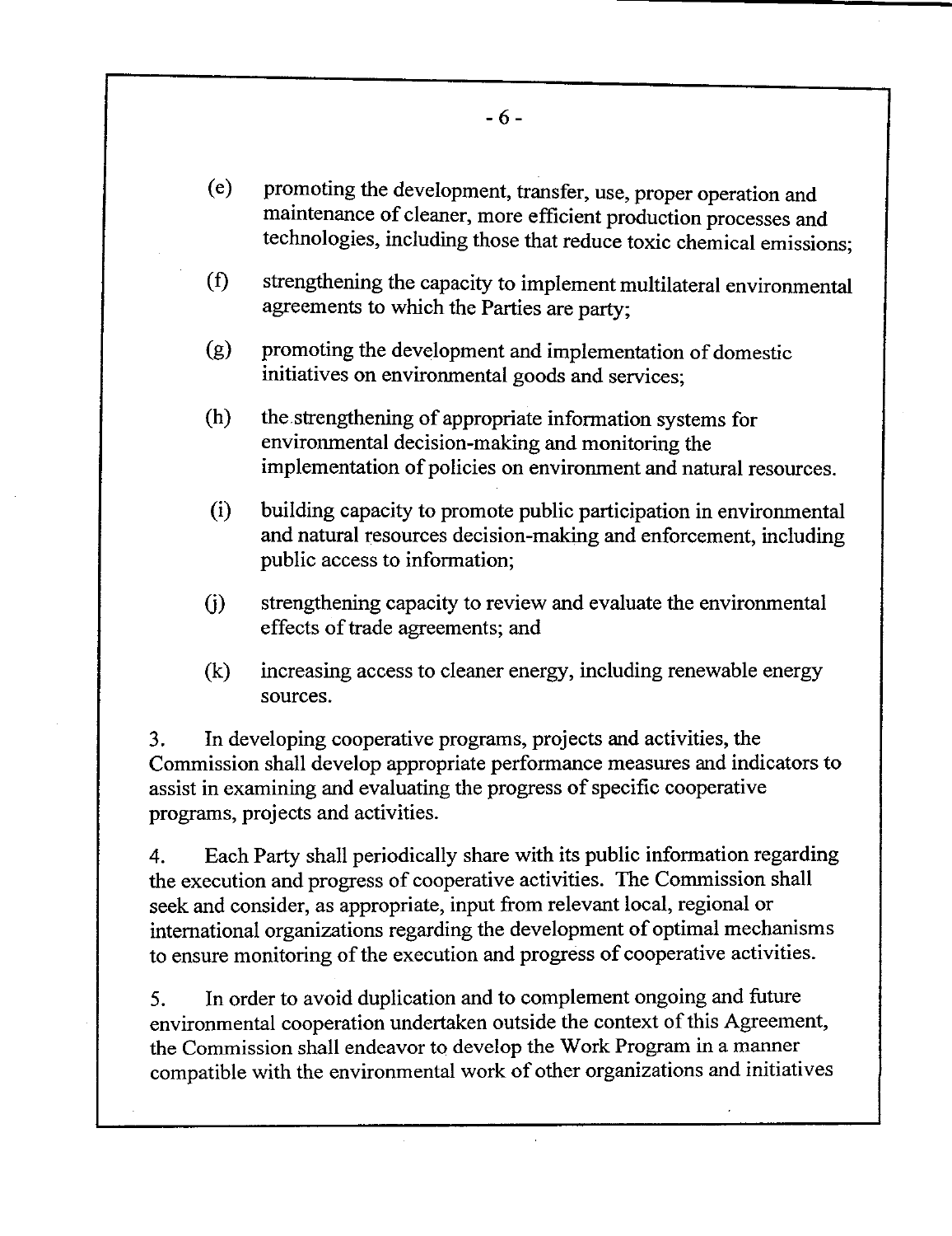(e) promoting the development, transfer, use, proper operation and maintenance of cleaner, more efficient production processes and technologies, including those that reduce toxic chemical emissions;

(f) strengthening the capacity to implement multilateral environmental agreements to which the Parties are party;

(g) promoting the development and implementation of domestic initiatives on environmental goods and services;

(h) the strengthening of appropriate information systems for environmental decision-making and monitoring the implementation of policies on environment and natural resources.

(i) building capacity to promote public participation in environmental and natural resources decision-making and enforcement, including public access to information;

(j) strengthening capacity to review and evaluate the environmental effects of trade agreements; and

(k) increasing access to cleaner energy, including renewable energy sources.

3. In developing cooperative programs, projects and activities, the Commission shall develop appropriate performance measures and indicators to assist in examining and evaluating the progress of specific cooperative programs, projects and activities.

4. Each Party shall periodically share with its public information regarding the execution and progress of cooperative activities. The Commission shall seek and consider, as appropriate, input from relevant local, regional or international organizations regarding the development of optimal mechanisms to ensure monitoring of the execution and progress of cooperative activities.

5. In order to avoid duplication and to complement ongoing and future environmental cooperation undertaken outside the context of this Agreement, the Commission shall endeavor to develop the Work Program in a manner compatible with the environmental work of other organizations and initiatives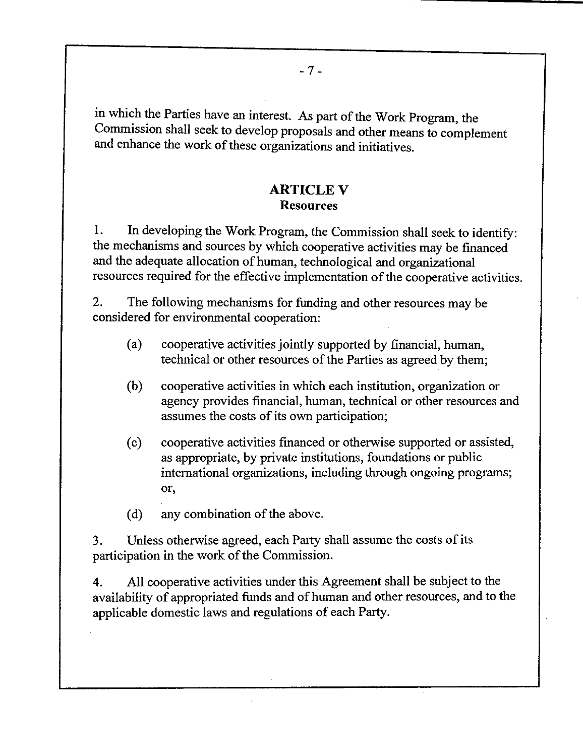in which the Parties have an interest. As part of the Work Program, the Commission shall seek to develop proposals and other means to complement and enhance the work of these organizations and initiatives.

## ARTICLE V
### Resources

1. In developing the Work Program, the Commission shall seek to identify: the mechanisms and sources by which cooperative activities may be financed and the adequate allocation of human, technological and organizational resources required for the effective implementation of the cooperative activities.

2. The following mechanisms for funding and other resources may be considered for environmental cooperation:

   (a) cooperative activities jointly supported by financial, human, technical or other resources of the Parties as agreed by them;

   (b) cooperative activities in which each institution, organization or agency provides financial, human, technical or other resources and assumes the costs of its own participation;

   (c) cooperative activities financed or otherwise supported or assisted, as appropriate, by private institutions, foundations or public international organizations, including through ongoing programs; or,

   (d) any combination of the above.

3. Unless otherwise agreed, each Party shall assume the costs of its participation in the work of the Commission.

4. All cooperative activities under this Agreement shall be subject to the availability of appropriated funds and of human and other resources, and to the applicable domestic laws and regulations of each Party.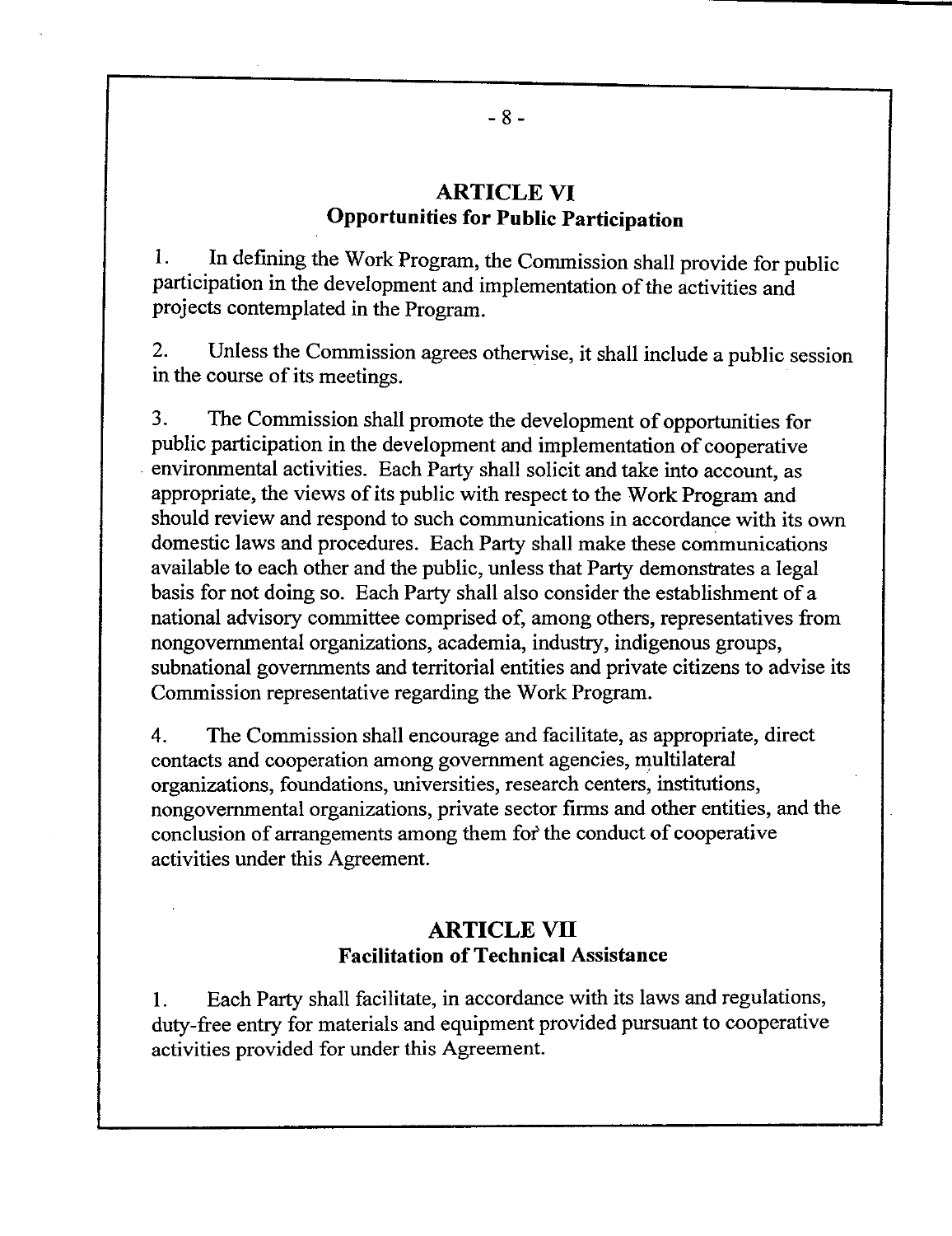## ARTICLE VI
### Opportunities for Public Participation

1. In defining the Work Program, the Commission shall provide for public participation in the development and implementation of the activities and projects contemplated in the Program.

2. Unless the Commission agrees otherwise, it shall include a public session in the course of its meetings.

3. The Commission shall promote the development of opportunities for public participation in the development and implementation of cooperative environmental activities. Each Party shall solicit and take into account, as appropriate, the views of its public with respect to the Work Program and should review and respond to such communications in accordance with its own domestic laws and procedures. Each Party shall make these communications available to each other and the public, unless that Party demonstrates a legal basis for not doing so. Each Party shall also consider the establishment of a national advisory committee comprised of, among others, representatives from nongovernmental organizations, academia, industry, indigenous groups, subnational governments and territorial entities and private citizens to advise its Commission representative regarding the Work Program.

4. The Commission shall encourage and facilitate, as appropriate, direct contacts and cooperation among government agencies, multilateral organizations, foundations, universities, research centers, institutions, nongovernmental organizations, private sector firms and other entities, and the conclusion of arrangements among them for the conduct of cooperative activities under this Agreement.

## ARTICLE VII
### Facilitation of Technical Assistance

1. Each Party shall facilitate, in accordance with its laws and regulations, duty-free entry for materials and equipment provided pursuant to cooperative activities provided for under this Agreement.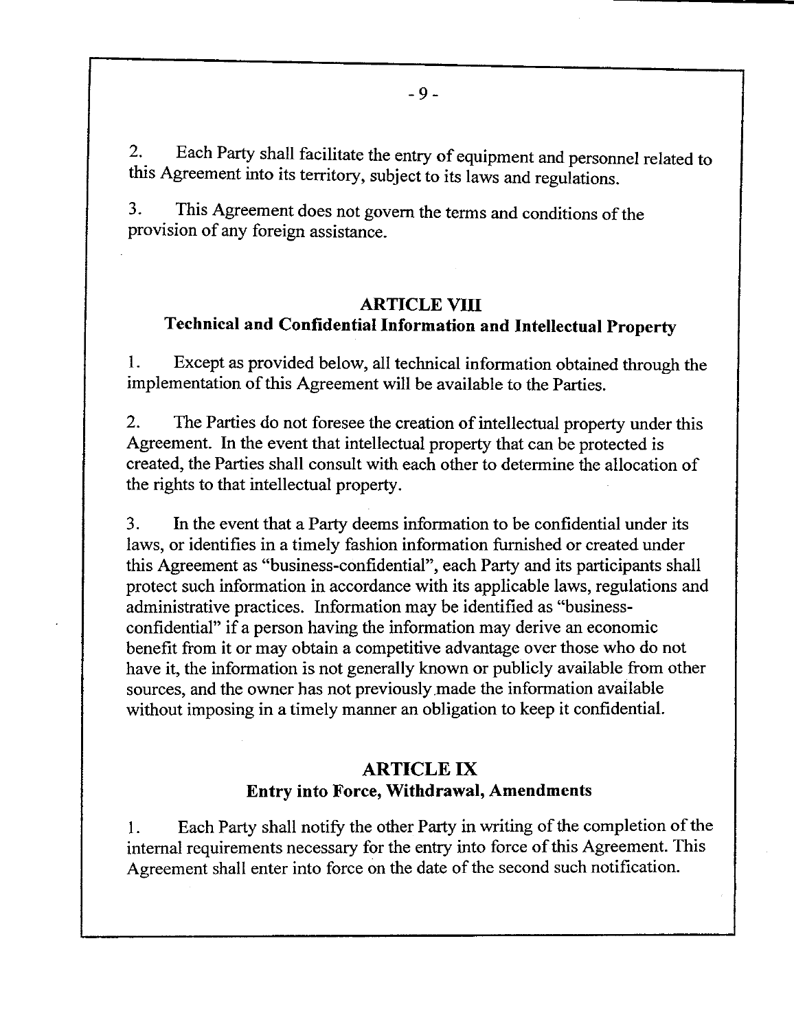2. Each Party shall facilitate the entry of equipment and personnel related to this Agreement into its territory, subject to its laws and regulations.

3. This Agreement does not govern the terms and conditions of the provision of any foreign assistance.

## ARTICLE VIII
## Technical and Confidential Information and Intellectual Property

1. Except as provided below, all technical information obtained through the implementation of this Agreement will be available to the Parties.

2. The Parties do not foresee the creation of intellectual property under this Agreement. In the event that intellectual property that can be protected is created, the Parties shall consult with each other to determine the allocation of the rights to that intellectual property.

3. In the event that a Party deems information to be confidential under its laws, or identifies in a timely fashion information furnished or created under this Agreement as "business-confidential", each Party and its participants shall protect such information in accordance with its applicable laws, regulations and administrative practices. Information may be identified as "business-confidential" if a person having the information may derive an economic benefit from it or may obtain a competitive advantage over those who do not have it, the information is not generally known or publicly available from other sources, and the owner has not previously made the information available without imposing in a timely manner an obligation to keep it confidential.

## ARTICLE IX
## Entry into Force, Withdrawal, Amendments

1. Each Party shall notify the other Party in writing of the completion of the internal requirements necessary for the entry into force of this Agreement. This Agreement shall enter into force on the date of the second such notification.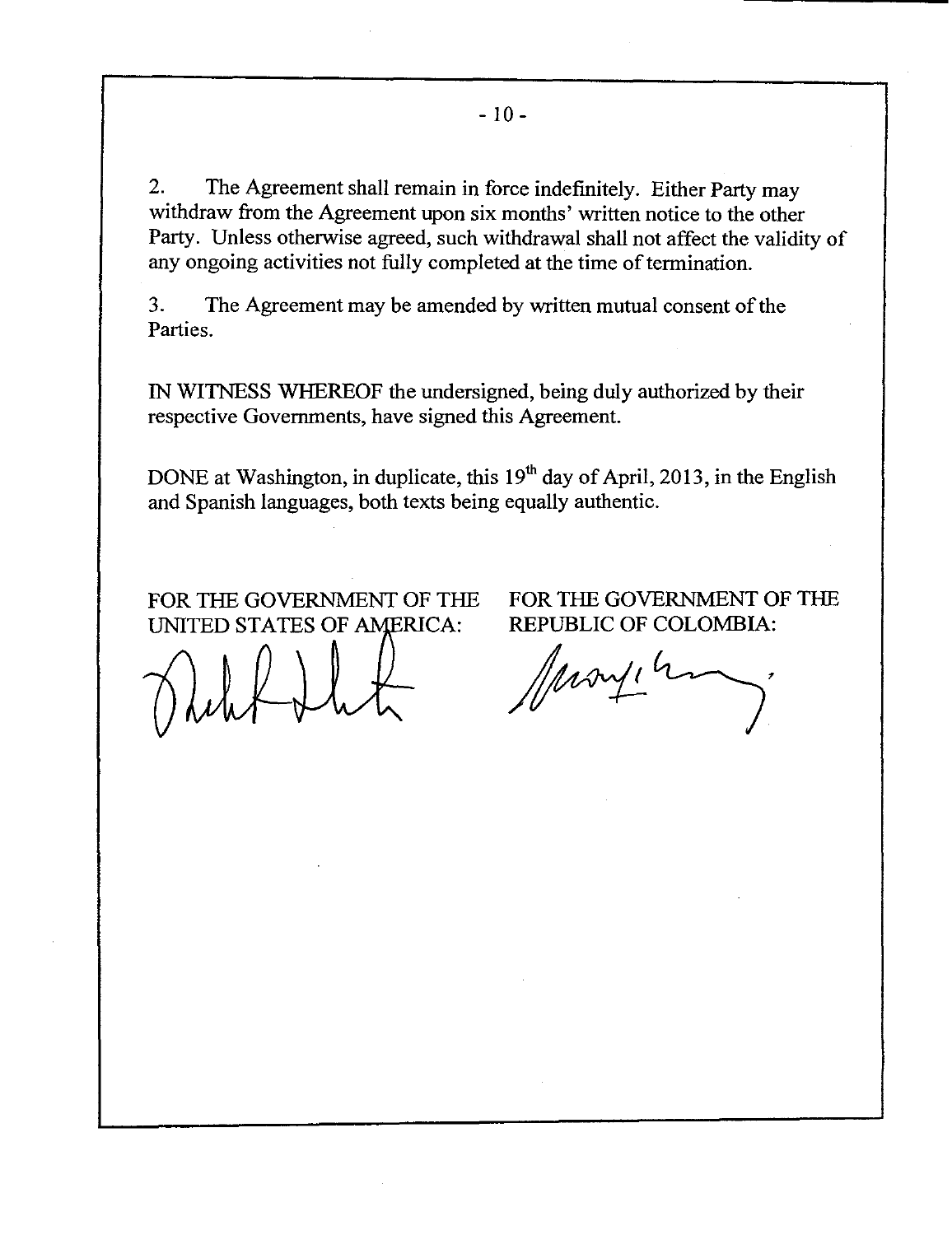2. The Agreement shall remain in force indefinitely. Either Party may withdraw from the Agreement upon six months' written notice to the other Party. Unless otherwise agreed, such withdrawal shall not affect the validity of any ongoing activities not fully completed at the time of termination.

3. The Agreement may be amended by written mutual consent of the Parties.

IN WITNESS WHEREOF the undersigned, being duly authorized by their respective Governments, have signed this Agreement.

DONE at Washington, in duplicate, this 19th day of April, 2013, in the English and Spanish languages, both texts being equally authentic.

FOR THE GOVERNMENT OF THE UNITED STATES OF AMERICA:

FOR THE GOVERNMENT OF THE REPUBLIC OF COLOMBIA: